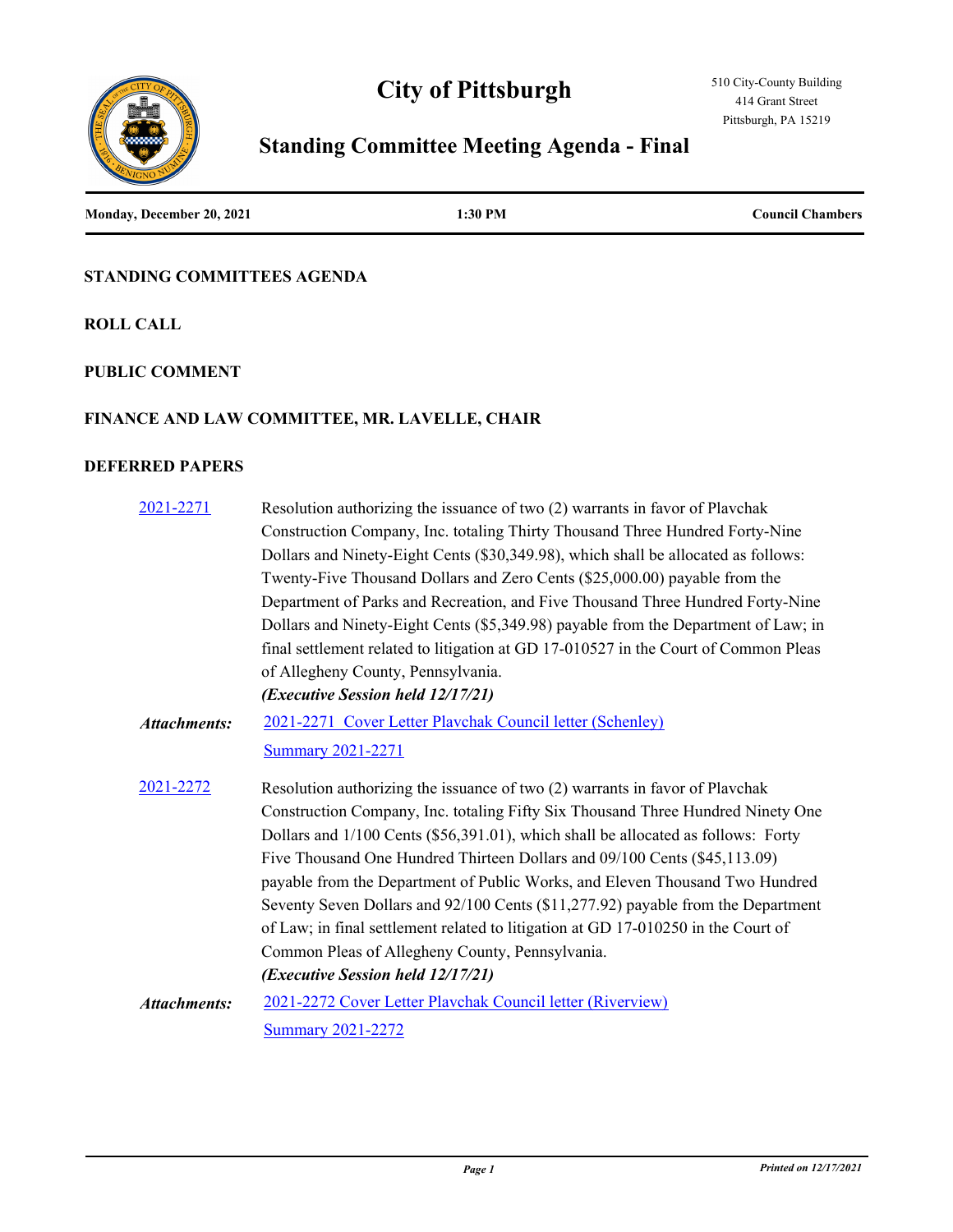# City of Pittsburgh

510 City-County Building
414 Grant Street
Pittsburgh, PA 15219

## Standing Committee Meeting Agenda - Final

**Monday, December 20, 2021** | **1:30 PM** | **Council Chambers**

### STANDING COMMITTEES AGENDA

### ROLL CALL

### PUBLIC COMMENT

### FINANCE AND LAW COMMITTEE, MR. LAVELLE, CHAIR

### DEFERRED PAPERS

[2021-2271](2021-2271) Resolution authorizing the issuance of two (2) warrants in favor of Plavchak Construction Company, Inc. totaling Thirty Thousand Three Hundred Forty-Nine Dollars and Ninety-Eight Cents ($30,349.98), which shall be allocated as follows: Twenty-Five Thousand Dollars and Zero Cents ($25,000.00) payable from the Department of Parks and Recreation, and Five Thousand Three Hundred Forty-Nine Dollars and Ninety-Eight Cents ($5,349.98) payable from the Department of Law; in final settlement related to litigation at GD 17-010527 in the Court of Common Pleas of Allegheny County, Pennsylvania.
***(Executive Session held 12/17/21)***

***Attachments:*** 2021-2271 Cover Letter Plavchak Council letter (Schenley)
Summary 2021-2271

[2021-2272](2021-2272) Resolution authorizing the issuance of two (2) warrants in favor of Plavchak Construction Company, Inc. totaling Fifty Six Thousand Three Hundred Ninety One Dollars and 1/100 Cents ($56,391.01), which shall be allocated as follows: Forty Five Thousand One Hundred Thirteen Dollars and 09/100 Cents ($45,113.09) payable from the Department of Public Works, and Eleven Thousand Two Hundred Seventy Seven Dollars and 92/100 Cents ($11,277.92) payable from the Department of Law; in final settlement related to litigation at GD 17-010250 in the Court of Common Pleas of Allegheny County, Pennsylvania.
***(Executive Session held 12/17/21)***

***Attachments:*** 2021-2272 Cover Letter Plavchak Council letter (Riverview)
Summary 2021-2272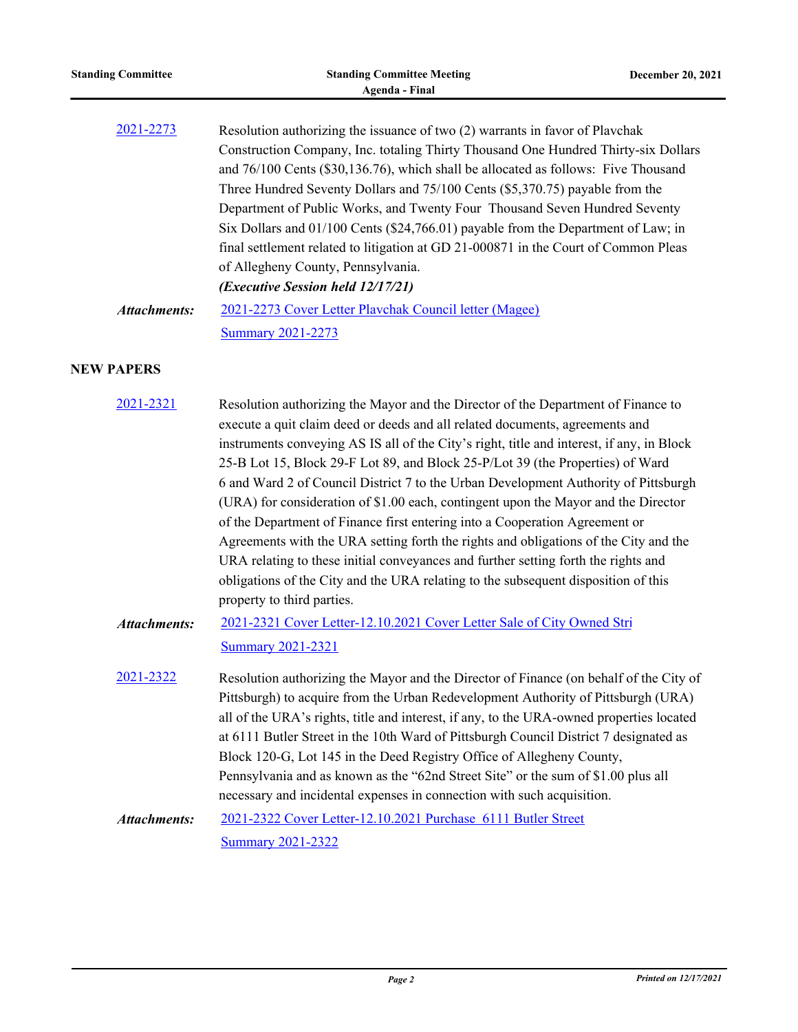[2021-2273](#)

Resolution authorizing the issuance of two (2) warrants in favor of Plavchak Construction Company, Inc. totaling Thirty Thousand One Hundred Thirty-six Dollars and 76/100 Cents ($30,136.76), which shall be allocated as follows: Five Thousand Three Hundred Seventy Dollars and 75/100 Cents ($5,370.75) payable from the Department of Public Works, and Twenty Four Thousand Seven Hundred Seventy Six Dollars and 01/100 Cents ($24,766.01) payable from the Department of Law; in final settlement related to litigation at GD 21-000871 in the Court of Common Pleas of Allegheny County, Pennsylvania.

***(Executive Session held 12/17/21)***

***Attachments:*** [2021-2273 Cover Letter Plavchak Council letter (Magee)](#)
[Summary 2021-2273](#)

## NEW PAPERS

[2021-2321](#)

Resolution authorizing the Mayor and the Director of the Department of Finance to execute a quit claim deed or deeds and all related documents, agreements and instruments conveying AS IS all of the City's right, title and interest, if any, in Block 25-B Lot 15, Block 29-F Lot 89, and Block 25-P/Lot 39 (the Properties) of Ward 6 and Ward 2 of Council District 7 to the Urban Development Authority of Pittsburgh (URA) for consideration of $1.00 each, contingent upon the Mayor and the Director of the Department of Finance first entering into a Cooperation Agreement or Agreements with the URA setting forth the rights and obligations of the City and the URA relating to these initial conveyances and further setting forth the rights and obligations of the City and the URA relating to the subsequent disposition of this property to third parties.

***Attachments:*** [2021-2321 Cover Letter-12.10.2021 Cover Letter Sale of City Owned Stri](#)
[Summary 2021-2321](#)

[2021-2322](#)

Resolution authorizing the Mayor and the Director of Finance (on behalf of the City of Pittsburgh) to acquire from the Urban Redevelopment Authority of Pittsburgh (URA) all of the URA's rights, title and interest, if any, to the URA-owned properties located at 6111 Butler Street in the 10th Ward of Pittsburgh Council District 7 designated as Block 120-G, Lot 145 in the Deed Registry Office of Allegheny County, Pennsylvania and as known as the "62nd Street Site" or the sum of $1.00 plus all necessary and incidental expenses in connection with such acquisition.

***Attachments:*** [2021-2322 Cover Letter-12.10.2021 Purchase 6111 Butler Street](#)
[Summary 2021-2322](#)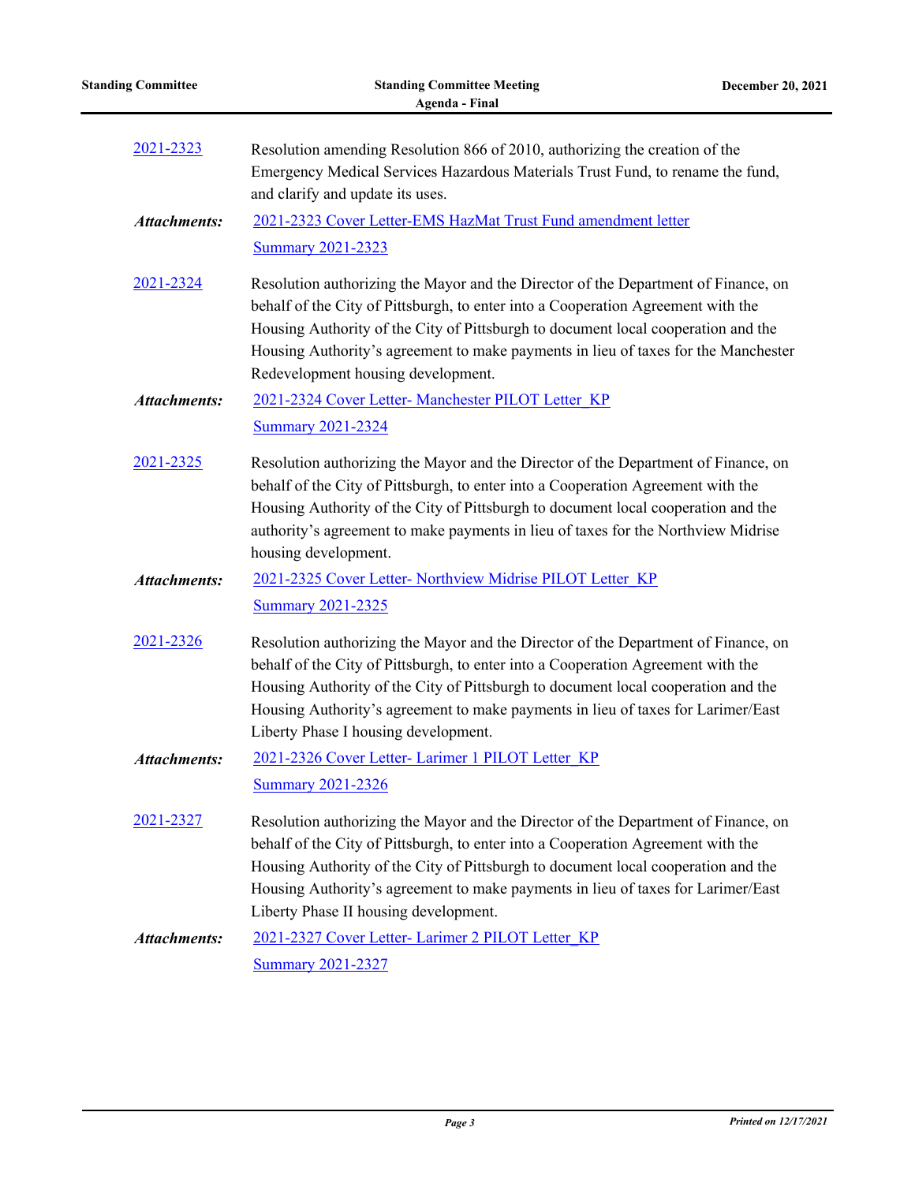2021-2323 Resolution amending Resolution 866 of 2010, authorizing the creation of the Emergency Medical Services Hazardous Materials Trust Fund, to rename the fund, and clarify and update its uses.

***Attachments:*** 2021-2323 Cover Letter-EMS HazMat Trust Fund amendment letter

Summary 2021-2323

2021-2324 Resolution authorizing the Mayor and the Director of the Department of Finance, on behalf of the City of Pittsburgh, to enter into a Cooperation Agreement with the Housing Authority of the City of Pittsburgh to document local cooperation and the Housing Authority's agreement to make payments in lieu of taxes for the Manchester Redevelopment housing development.

***Attachments:*** 2021-2324 Cover Letter- Manchester PILOT Letter_KP

Summary 2021-2324

2021-2325 Resolution authorizing the Mayor and the Director of the Department of Finance, on behalf of the City of Pittsburgh, to enter into a Cooperation Agreement with the Housing Authority of the City of Pittsburgh to document local cooperation and the authority's agreement to make payments in lieu of taxes for the Northview Midrise housing development.

***Attachments:*** 2021-2325 Cover Letter- Northview Midrise PILOT Letter_KP

Summary 2021-2325

2021-2326 Resolution authorizing the Mayor and the Director of the Department of Finance, on behalf of the City of Pittsburgh, to enter into a Cooperation Agreement with the Housing Authority of the City of Pittsburgh to document local cooperation and the Housing Authority's agreement to make payments in lieu of taxes for Larimer/East Liberty Phase I housing development.

***Attachments:*** 2021-2326 Cover Letter- Larimer 1 PILOT Letter_KP

Summary 2021-2326

2021-2327 Resolution authorizing the Mayor and the Director of the Department of Finance, on behalf of the City of Pittsburgh, to enter into a Cooperation Agreement with the Housing Authority of the City of Pittsburgh to document local cooperation and the Housing Authority's agreement to make payments in lieu of taxes for Larimer/East Liberty Phase II housing development.

***Attachments:*** 2021-2327 Cover Letter- Larimer 2 PILOT Letter_KP

Summary 2021-2327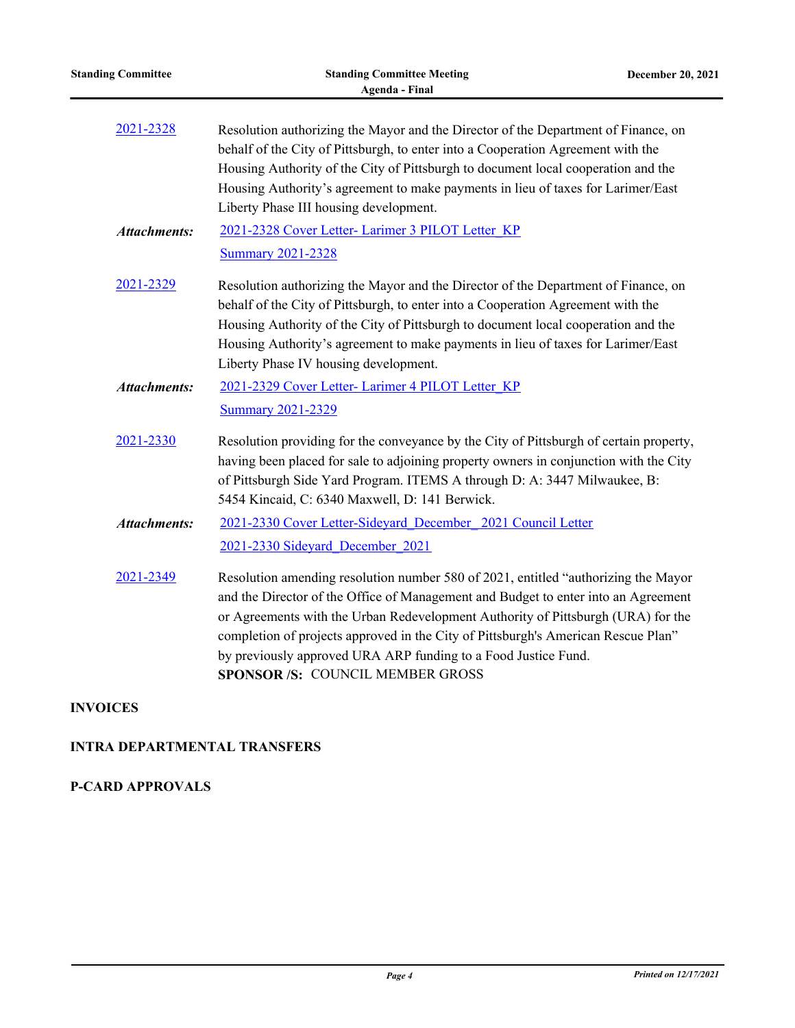2021-2328 Resolution authorizing the Mayor and the Director of the Department of Finance, on behalf of the City of Pittsburgh, to enter into a Cooperation Agreement with the Housing Authority of the City of Pittsburgh to document local cooperation and the Housing Authority's agreement to make payments in lieu of taxes for Larimer/East Liberty Phase III housing development.

***Attachments:*** 2021-2328 Cover Letter- Larimer 3 PILOT Letter_KP

Summary 2021-2328

2021-2329 Resolution authorizing the Mayor and the Director of the Department of Finance, on behalf of the City of Pittsburgh, to enter into a Cooperation Agreement with the Housing Authority of the City of Pittsburgh to document local cooperation and the Housing Authority's agreement to make payments in lieu of taxes for Larimer/East Liberty Phase IV housing development.

***Attachments:*** 2021-2329 Cover Letter- Larimer 4 PILOT Letter_KP

Summary 2021-2329

2021-2330 Resolution providing for the conveyance by the City of Pittsburgh of certain property, having been placed for sale to adjoining property owners in conjunction with the City of Pittsburgh Side Yard Program. ITEMS A through D: A: 3447 Milwaukee, B: 5454 Kincaid, C: 6340 Maxwell, D: 141 Berwick.

***Attachments:*** 2021-2330 Cover Letter-Sideyard_December_ 2021 Council Letter

2021-2330 Sideyard_December_2021

2021-2349 Resolution amending resolution number 580 of 2021, entitled "authorizing the Mayor and the Director of the Office of Management and Budget to enter into an Agreement or Agreements with the Urban Redevelopment Authority of Pittsburgh (URA) for the completion of projects approved in the City of Pittsburgh's American Rescue Plan" by previously approved URA ARP funding to a Food Justice Fund.

**SPONSOR /S:** COUNCIL MEMBER GROSS

## INVOICES

## INTRA DEPARTMENTAL TRANSFERS

## P-CARD APPROVALS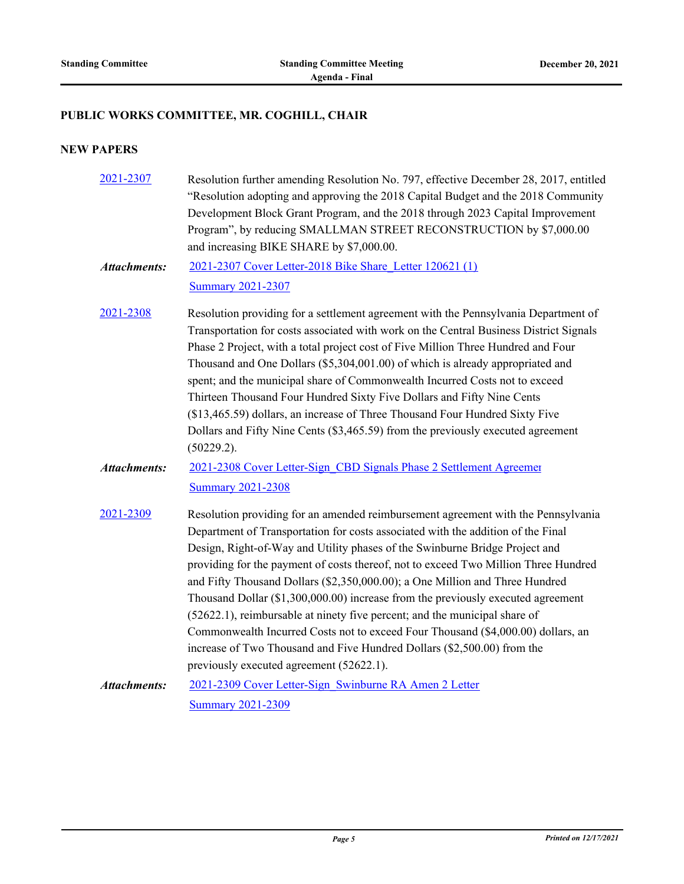## PUBLIC WORKS COMMITTEE, MR. COGHILL, CHAIR

### NEW PAPERS

**2021-2307** Resolution further amending Resolution No. 797, effective December 28, 2017, entitled “Resolution adopting and approving the 2018 Capital Budget and the 2018 Community Development Block Grant Program, and the 2018 through 2023 Capital Improvement Program”, by reducing SMALLMAN STREET RECONSTRUCTION by $7,000.00 and increasing BIKE SHARE by $7,000.00.

***Attachments:*** 2021-2307 Cover Letter-2018 Bike Share_Letter 120621 (1)
Summary 2021-2307

**2021-2308** Resolution providing for a settlement agreement with the Pennsylvania Department of Transportation for costs associated with work on the Central Business District Signals Phase 2 Project, with a total project cost of Five Million Three Hundred and Four Thousand and One Dollars ($5,304,001.00) of which is already appropriated and spent; and the municipal share of Commonwealth Incurred Costs not to exceed Thirteen Thousand Four Hundred Sixty Five Dollars and Fifty Nine Cents ($13,465.59) dollars, an increase of Three Thousand Four Hundred Sixty Five Dollars and Fifty Nine Cents ($3,465.59) from the previously executed agreement (50229.2).

***Attachments:*** 2021-2308 Cover Letter-Sign_CBD Signals Phase 2 Settlement Agreemer
Summary 2021-2308

**2021-2309** Resolution providing for an amended reimbursement agreement with the Pennsylvania Department of Transportation for costs associated with the addition of the Final Design, Right-of-Way and Utility phases of the Swinburne Bridge Project and providing for the payment of costs thereof, not to exceed Two Million Three Hundred and Fifty Thousand Dollars ($2,350,000.00); a One Million and Three Hundred Thousand Dollar ($1,300,000.00) increase from the previously executed agreement (52622.1), reimbursable at ninety five percent; and the municipal share of Commonwealth Incurred Costs not to exceed Four Thousand ($4,000.00) dollars, an increase of Two Thousand and Five Hundred Dollars ($2,500.00) from the previously executed agreement (52622.1).

***Attachments:*** 2021-2309 Cover Letter-Sign_Swinburne RA Amen 2 Letter
Summary 2021-2309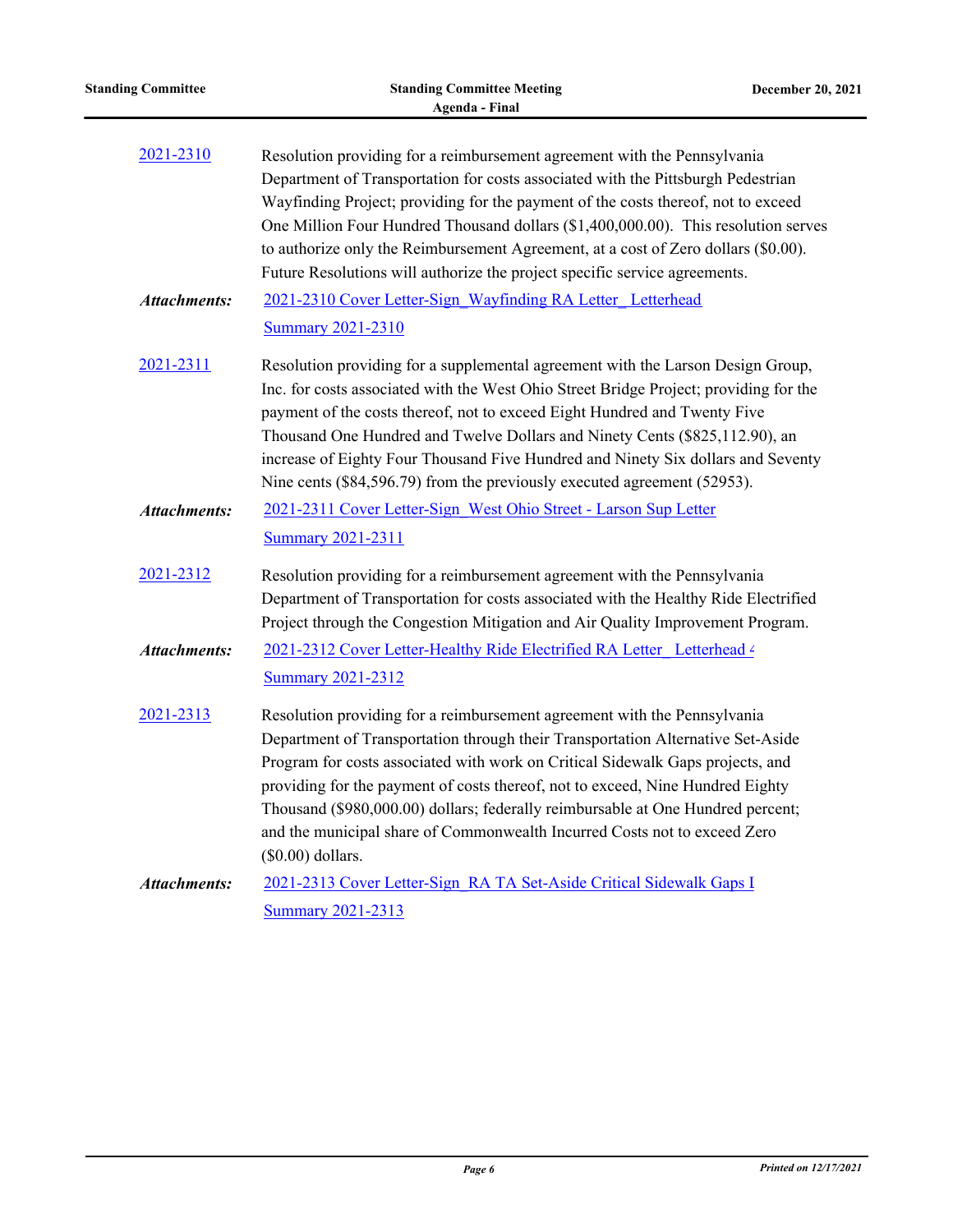2021-2310 Resolution providing for a reimbursement agreement with the Pennsylvania Department of Transportation for costs associated with the Pittsburgh Pedestrian Wayfinding Project; providing for the payment of the costs thereof, not to exceed One Million Four Hundred Thousand dollars ($1,400,000.00). This resolution serves to authorize only the Reimbursement Agreement, at a cost of Zero dollars ($0.00). Future Resolutions will authorize the project specific service agreements.

***Attachments:*** 2021-2310 Cover Letter-Sign_Wayfinding RA Letter_ Letterhead

Summary 2021-2310

2021-2311 Resolution providing for a supplemental agreement with the Larson Design Group, Inc. for costs associated with the West Ohio Street Bridge Project; providing for the payment of the costs thereof, not to exceed Eight Hundred and Twenty Five Thousand One Hundred and Twelve Dollars and Ninety Cents ($825,112.90), an increase of Eighty Four Thousand Five Hundred and Ninety Six dollars and Seventy Nine cents ($84,596.79) from the previously executed agreement (52953).

***Attachments:*** 2021-2311 Cover Letter-Sign_West Ohio Street - Larson Sup Letter

Summary 2021-2311

2021-2312 Resolution providing for a reimbursement agreement with the Pennsylvania Department of Transportation for costs associated with the Healthy Ride Electrified Project through the Congestion Mitigation and Air Quality Improvement Program.

***Attachments:*** 2021-2312 Cover Letter-Healthy Ride Electrified RA Letter_ Letterhead 4

Summary 2021-2312

2021-2313 Resolution providing for a reimbursement agreement with the Pennsylvania Department of Transportation through their Transportation Alternative Set-Aside Program for costs associated with work on Critical Sidewalk Gaps projects, and providing for the payment of costs thereof, not to exceed, Nine Hundred Eighty Thousand ($980,000.00) dollars; federally reimbursable at One Hundred percent; and the municipal share of Commonwealth Incurred Costs not to exceed Zero ($0.00) dollars.

***Attachments:*** 2021-2313 Cover Letter-Sign_RA TA Set-Aside Critical Sidewalk Gaps I

Summary 2021-2313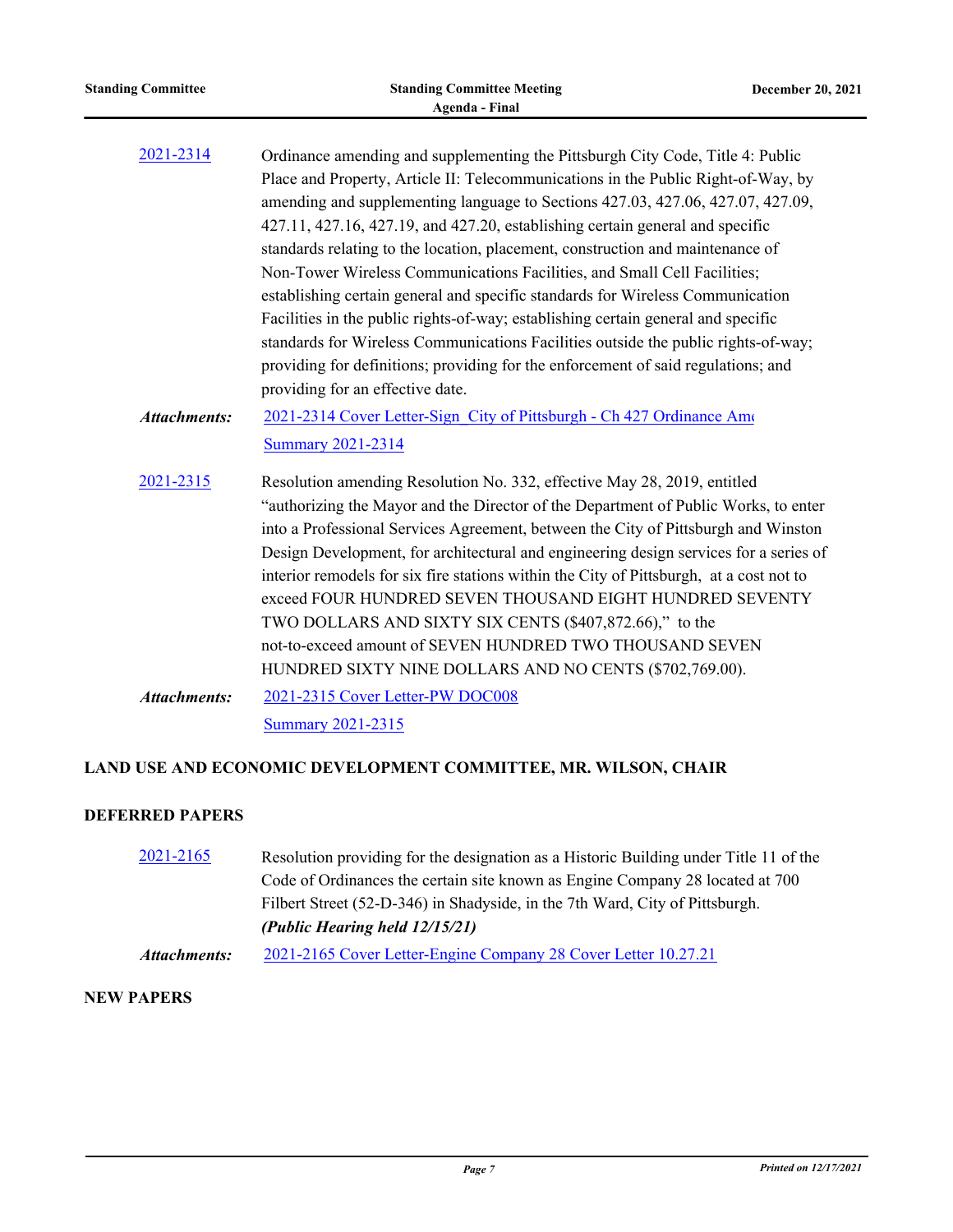2021-2314 Ordinance amending and supplementing the Pittsburgh City Code, Title 4: Public Place and Property, Article II: Telecommunications in the Public Right-of-Way, by amending and supplementing language to Sections 427.03, 427.06, 427.07, 427.09, 427.11, 427.16, 427.19, and 427.20, establishing certain general and specific standards relating to the location, placement, construction and maintenance of Non-Tower Wireless Communications Facilities, and Small Cell Facilities; establishing certain general and specific standards for Wireless Communication Facilities in the public rights-of-way; establishing certain general and specific standards for Wireless Communications Facilities outside the public rights-of-way; providing for definitions; providing for the enforcement of said regulations; and providing for an effective date.

***Attachments:*** 2021-2314 Cover Letter-Sign_City of Pittsburgh - Ch 427 Ordinance Amd
Summary 2021-2314

2021-2315 Resolution amending Resolution No. 332, effective May 28, 2019, entitled "authorizing the Mayor and the Director of the Department of Public Works, to enter into a Professional Services Agreement, between the City of Pittsburgh and Winston Design Development, for architectural and engineering design services for a series of interior remodels for six fire stations within the City of Pittsburgh, at a cost not to exceed FOUR HUNDRED SEVEN THOUSAND EIGHT HUNDRED SEVENTY TWO DOLLARS AND SIXTY SIX CENTS ($407,872.66)," to the not-to-exceed amount of SEVEN HUNDRED TWO THOUSAND SEVEN HUNDRED SIXTY NINE DOLLARS AND NO CENTS ($702,769.00).

***Attachments:*** 2021-2315 Cover Letter-PW DOC008
Summary 2021-2315

## LAND USE AND ECONOMIC DEVELOPMENT COMMITTEE, MR. WILSON, CHAIR

### DEFERRED PAPERS

2021-2165 Resolution providing for the designation as a Historic Building under Title 11 of the Code of Ordinances the certain site known as Engine Company 28 located at 700 Filbert Street (52-D-346) in Shadyside, in the 7th Ward, City of Pittsburgh.
***(Public Hearing held 12/15/21)***

***Attachments:*** 2021-2165 Cover Letter-Engine Company 28 Cover Letter 10.27.21

### NEW PAPERS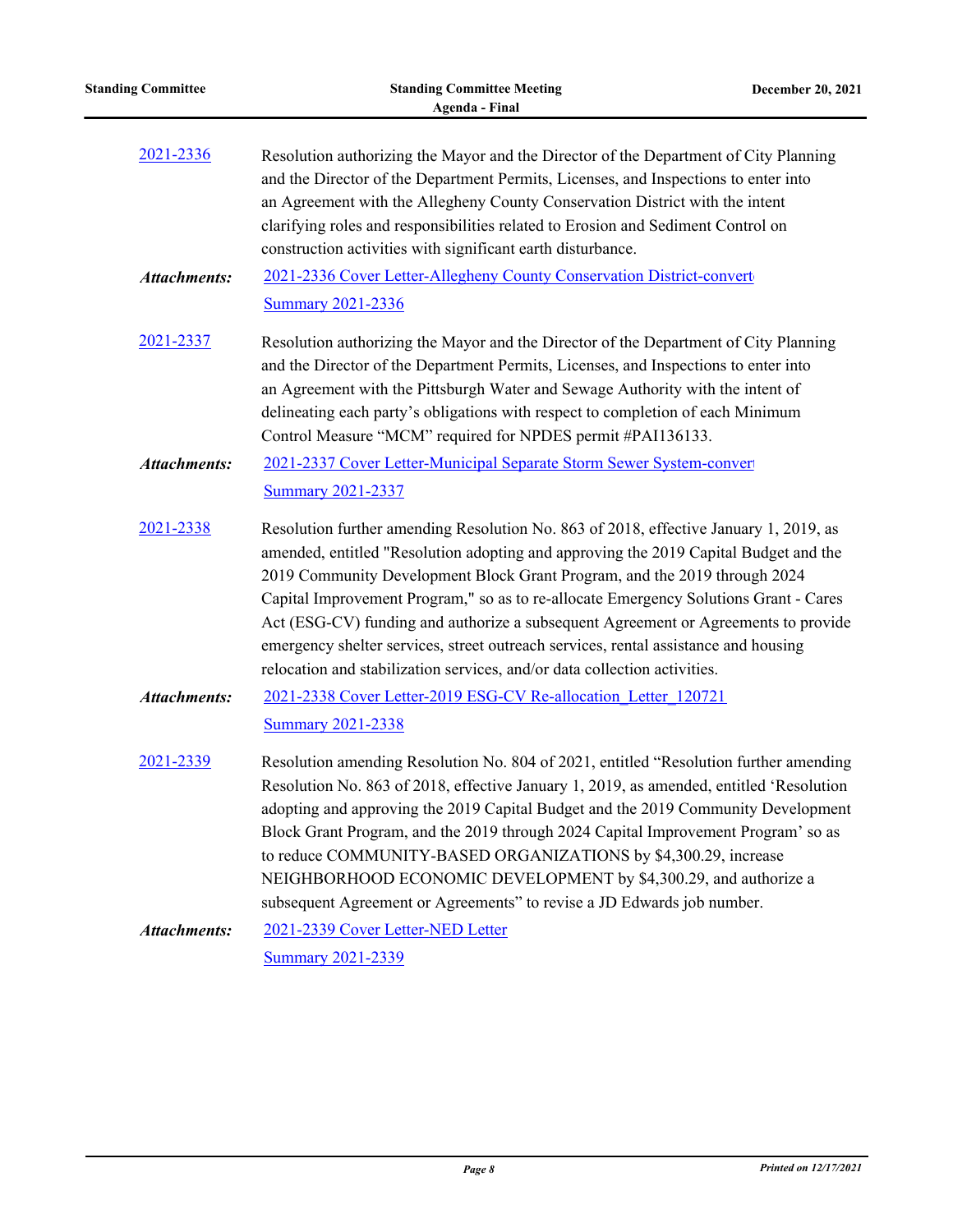[2021-2336](2021-2336)

Resolution authorizing the Mayor and the Director of the Department of City Planning and the Director of the Department Permits, Licenses, and Inspections to enter into an Agreement with the Allegheny County Conservation District with the intent clarifying roles and responsibilities related to Erosion and Sediment Control on construction activities with significant earth disturbance.

***Attachments:*** 2021-2336 Cover Letter-Allegheny County Conservation District-convert

Summary 2021-2336

[2021-2337](2021-2337)

Resolution authorizing the Mayor and the Director of the Department of City Planning and the Director of the Department Permits, Licenses, and Inspections to enter into an Agreement with the Pittsburgh Water and Sewage Authority with the intent of delineating each party's obligations with respect to completion of each Minimum Control Measure "MCM" required for NPDES permit #PAI136133.

***Attachments:*** 2021-2337 Cover Letter-Municipal Separate Storm Sewer System-convert

Summary 2021-2337

[2021-2338](2021-2338)

Resolution further amending Resolution No. 863 of 2018, effective January 1, 2019, as amended, entitled "Resolution adopting and approving the 2019 Capital Budget and the 2019 Community Development Block Grant Program, and the 2019 through 2024 Capital Improvement Program," so as to re-allocate Emergency Solutions Grant - Cares Act (ESG-CV) funding and authorize a subsequent Agreement or Agreements to provide emergency shelter services, street outreach services, rental assistance and housing relocation and stabilization services, and/or data collection activities.

***Attachments:*** 2021-2338 Cover Letter-2019 ESG-CV Re-allocation_Letter_120721

Summary 2021-2338

[2021-2339](2021-2339)

Resolution amending Resolution No. 804 of 2021, entitled "Resolution further amending Resolution No. 863 of 2018, effective January 1, 2019, as amended, entitled 'Resolution adopting and approving the 2019 Capital Budget and the 2019 Community Development Block Grant Program, and the 2019 through 2024 Capital Improvement Program' so as to reduce COMMUNITY-BASED ORGANIZATIONS by $4,300.29, increase NEIGHBORHOOD ECONOMIC DEVELOPMENT by $4,300.29, and authorize a subsequent Agreement or Agreements" to revise a JD Edwards job number.

***Attachments:*** 2021-2339 Cover Letter-NED Letter

Summary 2021-2339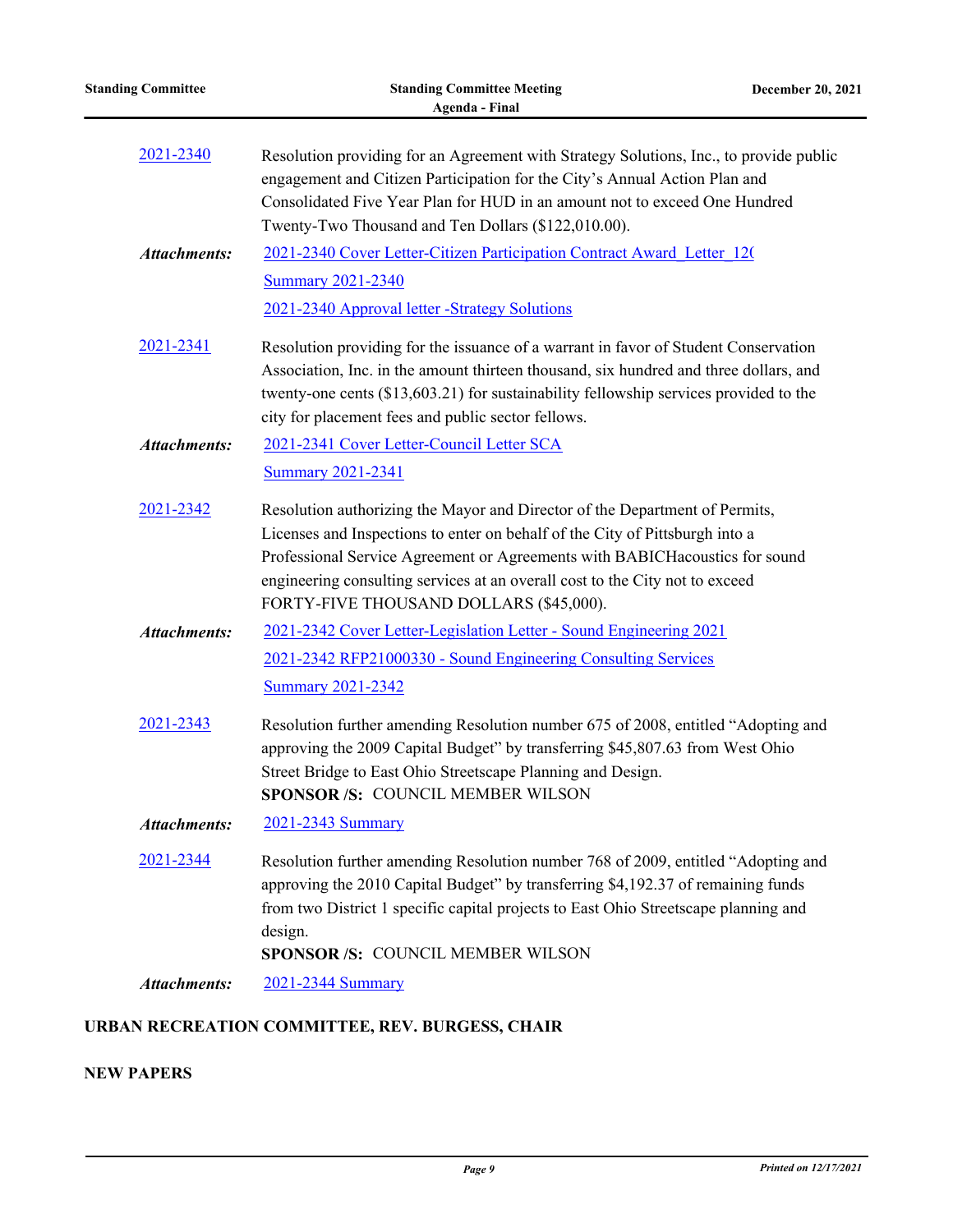2021-2340 Resolution providing for an Agreement with Strategy Solutions, Inc., to provide public engagement and Citizen Participation for the City's Annual Action Plan and Consolidated Five Year Plan for HUD in an amount not to exceed One Hundred Twenty-Two Thousand and Ten Dollars ($122,010.00).

***Attachments:*** 2021-2340 Cover Letter-Citizen Participation Contract Award_Letter_12(
Summary 2021-2340
2021-2340 Approval letter -Strategy Solutions

2021-2341 Resolution providing for the issuance of a warrant in favor of Student Conservation Association, Inc. in the amount thirteen thousand, six hundred and three dollars, and twenty-one cents ($13,603.21) for sustainability fellowship services provided to the city for placement fees and public sector fellows.

***Attachments:*** 2021-2341 Cover Letter-Council Letter SCA
Summary 2021-2341

2021-2342 Resolution authorizing the Mayor and Director of the Department of Permits, Licenses and Inspections to enter on behalf of the City of Pittsburgh into a Professional Service Agreement or Agreements with BABICHacoustics for sound engineering consulting services at an overall cost to the City not to exceed FORTY-FIVE THOUSAND DOLLARS ($45,000).

***Attachments:*** 2021-2342 Cover Letter-Legislation Letter - Sound Engineering 2021
2021-2342 RFP21000330 - Sound Engineering Consulting Services
Summary 2021-2342

2021-2343 Resolution further amending Resolution number 675 of 2008, entitled "Adopting and approving the 2009 Capital Budget" by transferring $45,807.63 from West Ohio Street Bridge to East Ohio Streetscape Planning and Design.
**SPONSOR /S:** COUNCIL MEMBER WILSON

***Attachments:*** 2021-2343 Summary

2021-2344 Resolution further amending Resolution number 768 of 2009, entitled "Adopting and approving the 2010 Capital Budget" by transferring $4,192.37 of remaining funds from two District 1 specific capital projects to East Ohio Streetscape planning and design.
**SPONSOR /S:** COUNCIL MEMBER WILSON

***Attachments:*** 2021-2344 Summary

**URBAN RECREATION COMMITTEE, REV. BURGESS, CHAIR**

**NEW PAPERS**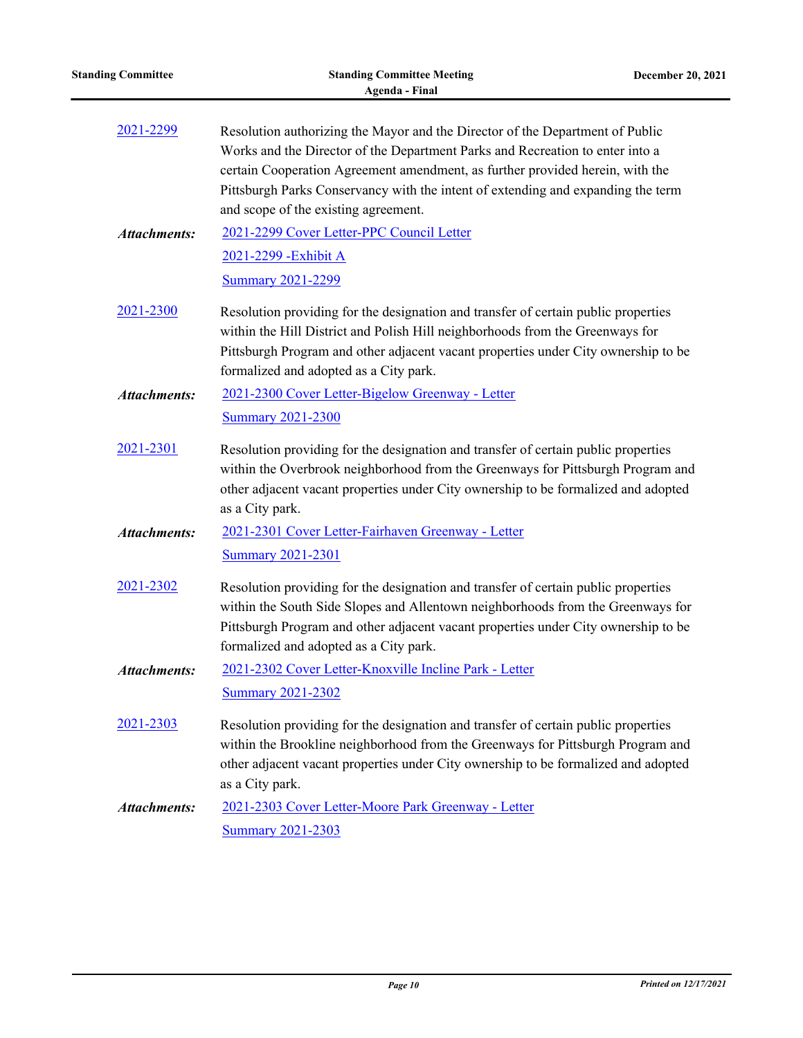2021-2299 Resolution authorizing the Mayor and the Director of the Department of Public Works and the Director of the Department Parks and Recreation to enter into a certain Cooperation Agreement amendment, as further provided herein, with the Pittsburgh Parks Conservancy with the intent of extending and expanding the term and scope of the existing agreement.

***Attachments:*** 2021-2299 Cover Letter-PPC Council Letter
2021-2299 -Exhibit A
Summary 2021-2299

2021-2300 Resolution providing for the designation and transfer of certain public properties within the Hill District and Polish Hill neighborhoods from the Greenways for Pittsburgh Program and other adjacent vacant properties under City ownership to be formalized and adopted as a City park.

***Attachments:*** 2021-2300 Cover Letter-Bigelow Greenway - Letter
Summary 2021-2300

2021-2301 Resolution providing for the designation and transfer of certain public properties within the Overbrook neighborhood from the Greenways for Pittsburgh Program and other adjacent vacant properties under City ownership to be formalized and adopted as a City park.

***Attachments:*** 2021-2301 Cover Letter-Fairhaven Greenway - Letter
Summary 2021-2301

2021-2302 Resolution providing for the designation and transfer of certain public properties within the South Side Slopes and Allentown neighborhoods from the Greenways for Pittsburgh Program and other adjacent vacant properties under City ownership to be formalized and adopted as a City park.

***Attachments:*** 2021-2302 Cover Letter-Knoxville Incline Park - Letter
Summary 2021-2302

2021-2303 Resolution providing for the designation and transfer of certain public properties within the Brookline neighborhood from the Greenways for Pittsburgh Program and other adjacent vacant properties under City ownership to be formalized and adopted as a City park.

***Attachments:*** 2021-2303 Cover Letter-Moore Park Greenway - Letter
Summary 2021-2303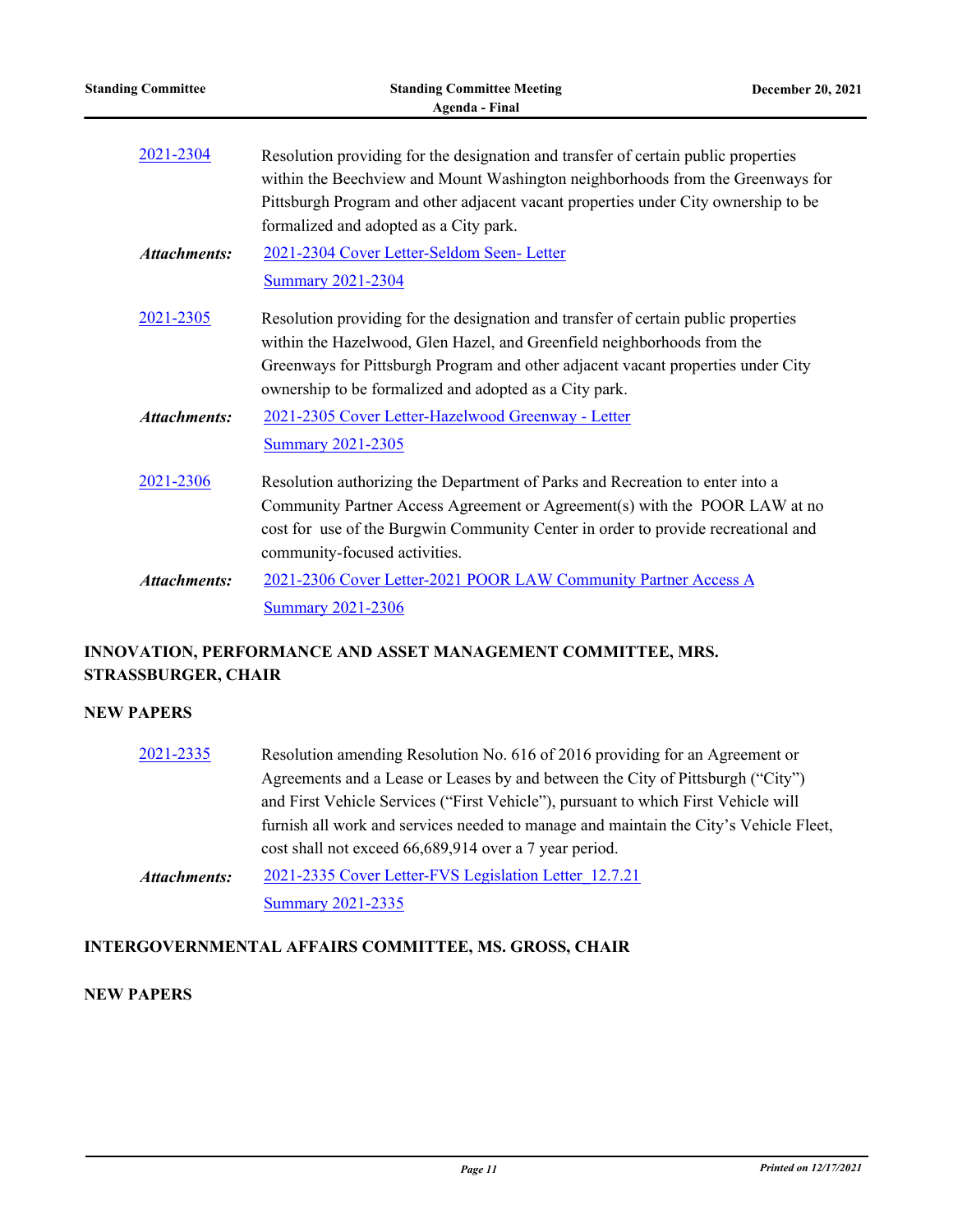2021-2304 Resolution providing for the designation and transfer of certain public properties within the Beechview and Mount Washington neighborhoods from the Greenways for Pittsburgh Program and other adjacent vacant properties under City ownership to be formalized and adopted as a City park.

***Attachments:*** 2021-2304 Cover Letter-Seldom Seen- Letter
Summary 2021-2304

2021-2305 Resolution providing for the designation and transfer of certain public properties within the Hazelwood, Glen Hazel, and Greenfield neighborhoods from the Greenways for Pittsburgh Program and other adjacent vacant properties under City ownership to be formalized and adopted as a City park.

***Attachments:*** 2021-2305 Cover Letter-Hazelwood Greenway - Letter
Summary 2021-2305

2021-2306 Resolution authorizing the Department of Parks and Recreation to enter into a Community Partner Access Agreement or Agreement(s) with the POOR LAW at no cost for use of the Burgwin Community Center in order to provide recreational and community-focused activities.

***Attachments:*** 2021-2306 Cover Letter-2021 POOR LAW Community Partner Access A
Summary 2021-2306

## INNOVATION, PERFORMANCE AND ASSET MANAGEMENT COMMITTEE, MRS. STRASSBURGER, CHAIR

### NEW PAPERS

2021-2335 Resolution amending Resolution No. 616 of 2016 providing for an Agreement or Agreements and a Lease or Leases by and between the City of Pittsburgh ("City") and First Vehicle Services ("First Vehicle"), pursuant to which First Vehicle will furnish all work and services needed to manage and maintain the City's Vehicle Fleet, cost shall not exceed 66,689,914 over a 7 year period.

***Attachments:*** 2021-2335 Cover Letter-FVS Legislation Letter_12.7.21
Summary 2021-2335

## INTERGOVERNMENTAL AFFAIRS COMMITTEE, MS. GROSS, CHAIR

### NEW PAPERS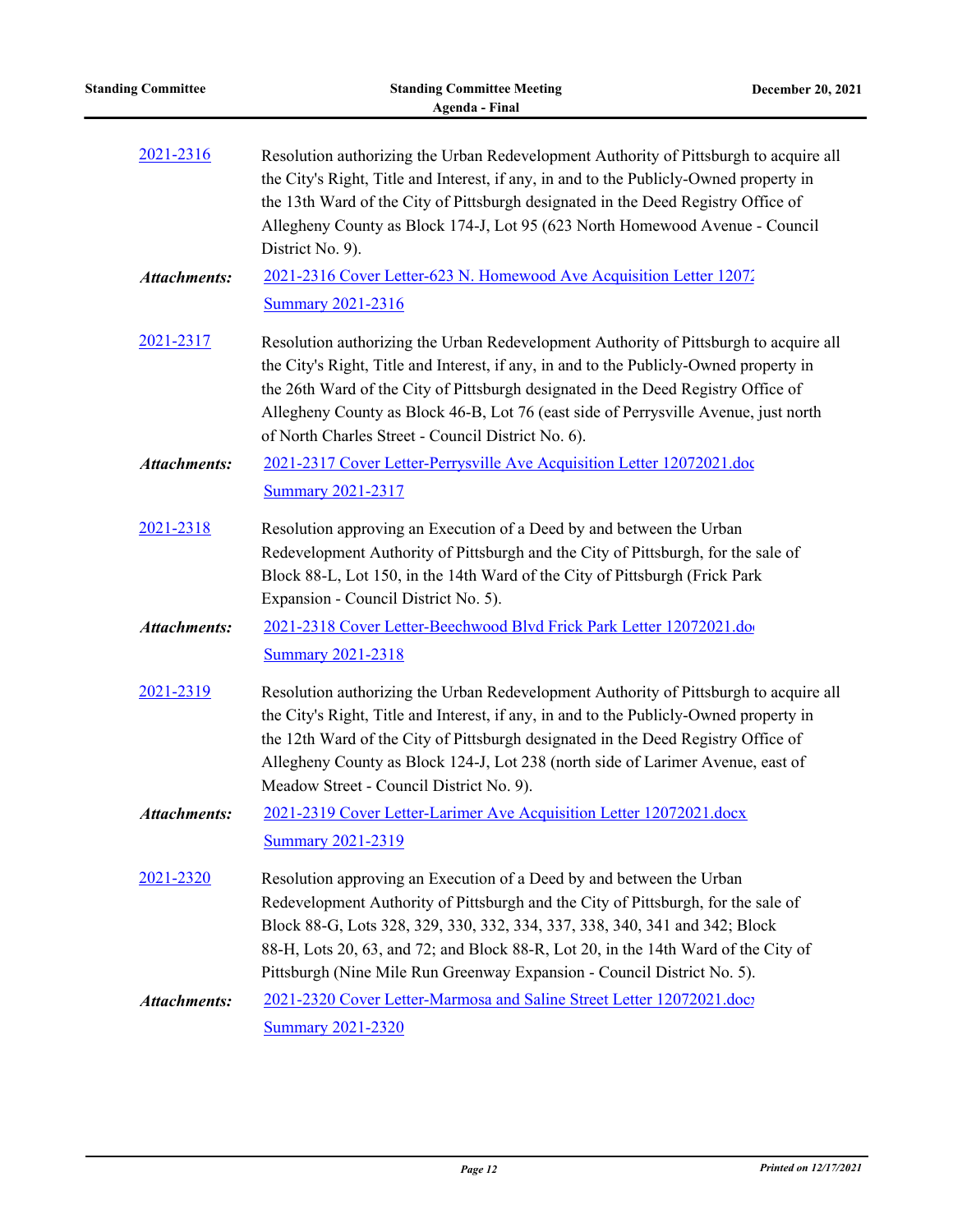2021-2316 Resolution authorizing the Urban Redevelopment Authority of Pittsburgh to acquire all the City's Right, Title and Interest, if any, in and to the Publicly-Owned property in the 13th Ward of the City of Pittsburgh designated in the Deed Registry Office of Allegheny County as Block 174-J, Lot 95 (623 North Homewood Avenue - Council District No. 9).

***Attachments:*** 2021-2316 Cover Letter-623 N. Homewood Ave Acquisition Letter 1207
Summary 2021-2316

2021-2317 Resolution authorizing the Urban Redevelopment Authority of Pittsburgh to acquire all the City's Right, Title and Interest, if any, in and to the Publicly-Owned property in the 26th Ward of the City of Pittsburgh designated in the Deed Registry Office of Allegheny County as Block 46-B, Lot 76 (east side of Perrysville Avenue, just north of North Charles Street - Council District No. 6).

***Attachments:*** 2021-2317 Cover Letter-Perrysville Ave Acquisition Letter 12072021.doc
Summary 2021-2317

2021-2318 Resolution approving an Execution of a Deed by and between the Urban Redevelopment Authority of Pittsburgh and the City of Pittsburgh, for the sale of Block 88-L, Lot 150, in the 14th Ward of the City of Pittsburgh (Frick Park Expansion - Council District No. 5).

***Attachments:*** 2021-2318 Cover Letter-Beechwood Blvd Frick Park Letter 12072021.do
Summary 2021-2318

2021-2319 Resolution authorizing the Urban Redevelopment Authority of Pittsburgh to acquire all the City's Right, Title and Interest, if any, in and to the Publicly-Owned property in the 12th Ward of the City of Pittsburgh designated in the Deed Registry Office of Allegheny County as Block 124-J, Lot 238 (north side of Larimer Avenue, east of Meadow Street - Council District No. 9).

***Attachments:*** 2021-2319 Cover Letter-Larimer Ave Acquisition Letter 12072021.docx
Summary 2021-2319

2021-2320 Resolution approving an Execution of a Deed by and between the Urban Redevelopment Authority of Pittsburgh and the City of Pittsburgh, for the sale of Block 88-G, Lots 328, 329, 330, 332, 334, 337, 338, 340, 341 and 342; Block 88-H, Lots 20, 63, and 72; and Block 88-R, Lot 20, in the 14th Ward of the City of Pittsburgh (Nine Mile Run Greenway Expansion - Council District No. 5).

***Attachments:*** 2021-2320 Cover Letter-Marmosa and Saline Street Letter 12072021.doc
Summary 2021-2320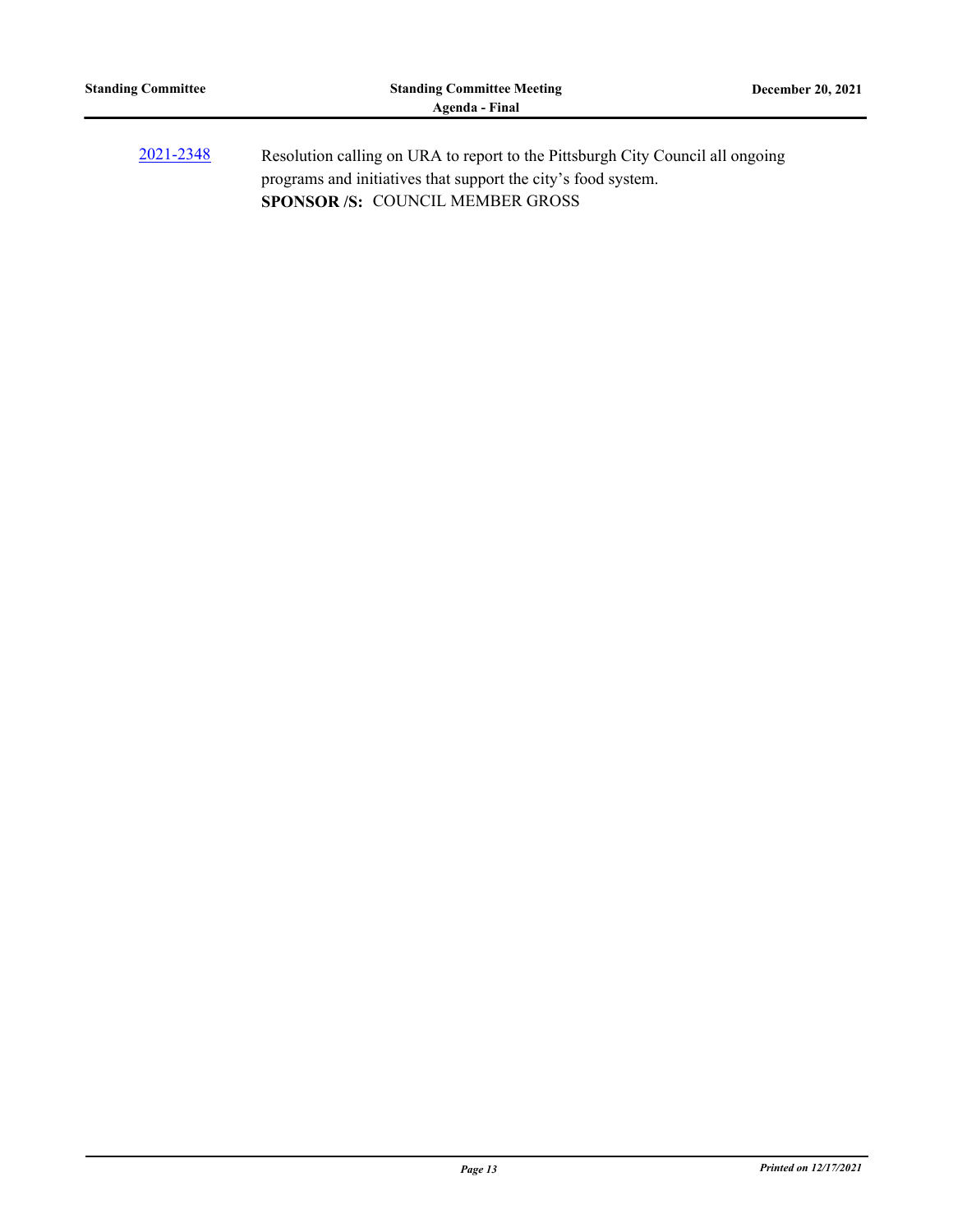2021-2348 Resolution calling on URA to report to the Pittsburgh City Council all ongoing programs and initiatives that support the city's food system.

**SPONSOR /S:** COUNCIL MEMBER GROSS